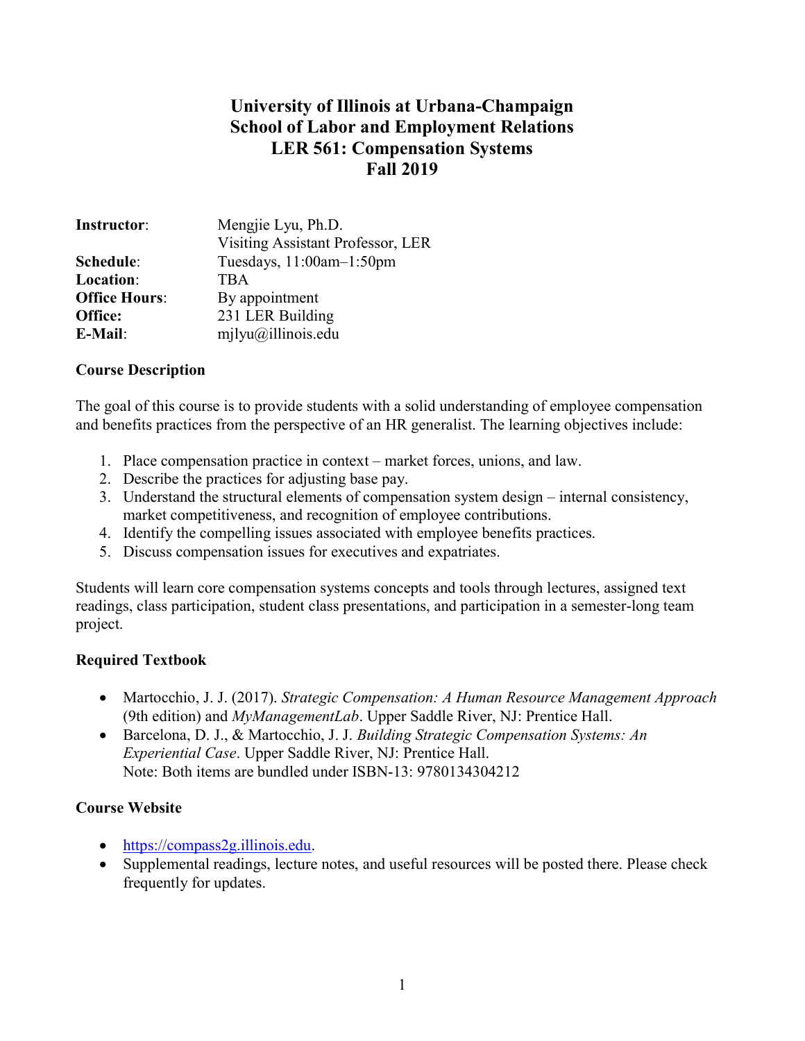# University of Illinois at Urbana-Champaign
# School of Labor and Employment Relations
# LER 561: Compensation Systems
# Fall 2019

| | |
|---|---|
| **Instructor**: | Mengjie Lyu, Ph.D. |
| | Visiting Assistant Professor, LER |
| **Schedule**: | Tuesdays, 11:00am–1:50pm |
| **Location**: | TBA |
| **Office Hours**: | By appointment |
| **Office:** | 231 LER Building |
| **E-Mail**: | mjlyu@illinois.edu |

**Course Description**

The goal of this course is to provide students with a solid understanding of employee compensation and benefits practices from the perspective of an HR generalist. The learning objectives include:

1. Place compensation practice in context – market forces, unions, and law.
2. Describe the practices for adjusting base pay.
3. Understand the structural elements of compensation system design – internal consistency, market competitiveness, and recognition of employee contributions.
4. Identify the compelling issues associated with employee benefits practices.
5. Discuss compensation issues for executives and expatriates.

Students will learn core compensation systems concepts and tools through lectures, assigned text readings, class participation, student class presentations, and participation in a semester-long team project.

**Required Textbook**

- Martocchio, J. J. (2017). *Strategic Compensation: A Human Resource Management Approach* (9th edition) and *MyManagementLab*. Upper Saddle River, NJ: Prentice Hall.
- Barcelona, D. J., & Martocchio, J. J. *Building Strategic Compensation Systems: An Experiential Case*. Upper Saddle River, NJ: Prentice Hall.
  Note: Both items are bundled under ISBN-13: 9780134304212

**Course Website**

- https://compass2g.illinois.edu.
- Supplemental readings, lecture notes, and useful resources will be posted there. Please check frequently for updates.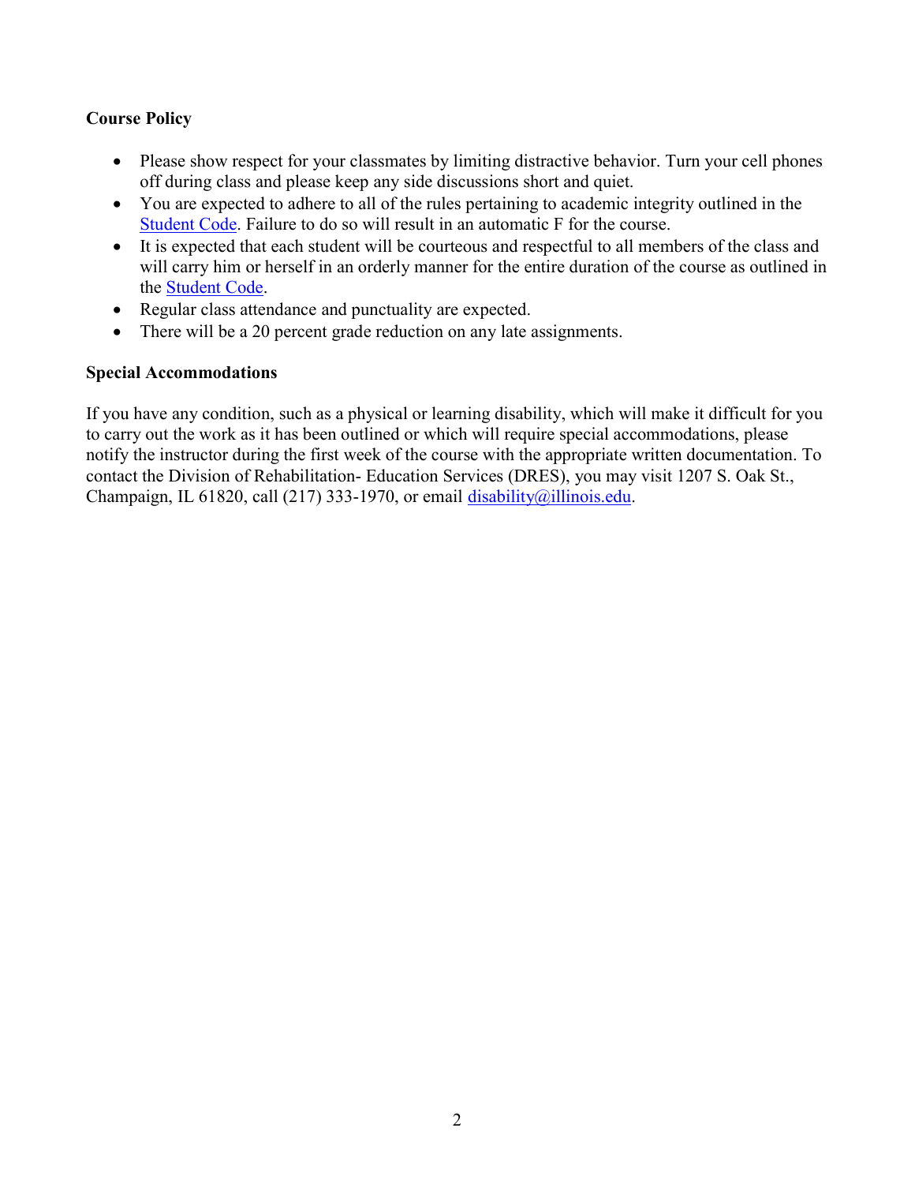**Course Policy**

- Please show respect for your classmates by limiting distractive behavior. Turn your cell phones off during class and please keep any side discussions short and quiet.
- You are expected to adhere to all of the rules pertaining to academic integrity outlined in the Student Code. Failure to do so will result in an automatic F for the course.
- It is expected that each student will be courteous and respectful to all members of the class and will carry him or herself in an orderly manner for the entire duration of the course as outlined in the Student Code.
- Regular class attendance and punctuality are expected.
- There will be a 20 percent grade reduction on any late assignments.

**Special Accommodations**

If you have any condition, such as a physical or learning disability, which will make it difficult for you to carry out the work as it has been outlined or which will require special accommodations, please notify the instructor during the first week of the course with the appropriate written documentation. To contact the Division of Rehabilitation- Education Services (DRES), you may visit 1207 S. Oak St., Champaign, IL 61820, call (217) 333-1970, or email disability@illinois.edu.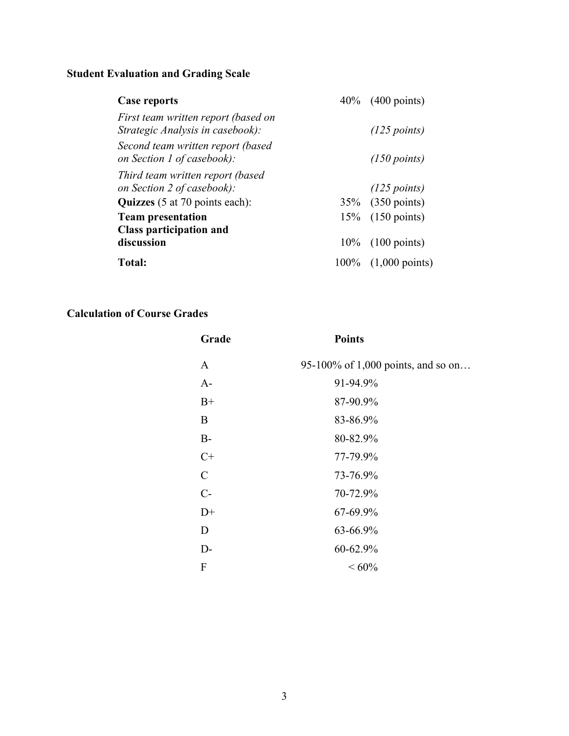**Student Evaluation and Grading Scale**

| | | |
|---|---|---|
| **Case reports** | 40% | (400 points) |
| *First team written report (based on Strategic Analysis in casebook):* | | *(125 points)* |
| *Second team written report (based on Section 1 of casebook):* | | *(150 points)* |
| *Third team written report (based on Section 2 of casebook):* | | *(125 points)* |
| **Quizzes** (5 at 70 points each): | 35% | (350 points) |
| **Team presentation** | 15% | (150 points) |
| **Class participation and discussion** | 10% | (100 points) |
| **Total:** | 100% | (1,000 points) |

**Calculation of Course Grades**

| Grade | Points |
|---|---|
| A | 95-100% of 1,000 points, and so on… |
| A- | 91-94.9% |
| B+ | 87-90.9% |
| B | 83-86.9% |
| B- | 80-82.9% |
| C+ | 77-79.9% |
| C | 73-76.9% |
| C- | 70-72.9% |
| D+ | 67-69.9% |
| D | 63-66.9% |
| D- | 60-62.9% |
| F | < 60% |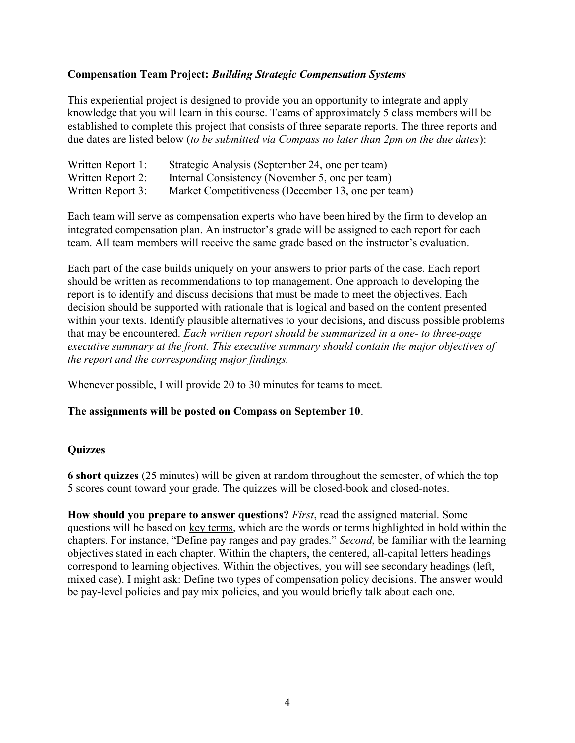**Compensation Team Project: *Building Strategic Compensation Systems***

This experiential project is designed to provide you an opportunity to integrate and apply knowledge that you will learn in this course. Teams of approximately 5 class members will be established to complete this project that consists of three separate reports. The three reports and due dates are listed below (*to be submitted via Compass no later than 2pm on the due dates*):

| | |
|---|---|
| Written Report 1: | Strategic Analysis (September 24, one per team) |
| Written Report 2: | Internal Consistency (November 5, one per team) |
| Written Report 3: | Market Competitiveness (December 13, one per team) |

Each team will serve as compensation experts who have been hired by the firm to develop an integrated compensation plan. An instructor's grade will be assigned to each report for each team. All team members will receive the same grade based on the instructor's evaluation.

Each part of the case builds uniquely on your answers to prior parts of the case. Each report should be written as recommendations to top management. One approach to developing the report is to identify and discuss decisions that must be made to meet the objectives. Each decision should be supported with rationale that is logical and based on the content presented within your texts. Identify plausible alternatives to your decisions, and discuss possible problems that may be encountered. *Each written report should be summarized in a one- to three-page executive summary at the front. This executive summary should contain the major objectives of the report and the corresponding major findings.*

Whenever possible, I will provide 20 to 30 minutes for teams to meet.

**The assignments will be posted on Compass on September 10**.

**Quizzes**

**6 short quizzes** (25 minutes) will be given at random throughout the semester, of which the top 5 scores count toward your grade. The quizzes will be closed-book and closed-notes.

**How should you prepare to answer questions?** *First*, read the assigned material. Some questions will be based on key terms, which are the words or terms highlighted in bold within the chapters. For instance, "Define pay ranges and pay grades." *Second*, be familiar with the learning objectives stated in each chapter. Within the chapters, the centered, all-capital letters headings correspond to learning objectives. Within the objectives, you will see secondary headings (left, mixed case). I might ask: Define two types of compensation policy decisions. The answer would be pay-level policies and pay mix policies, and you would briefly talk about each one.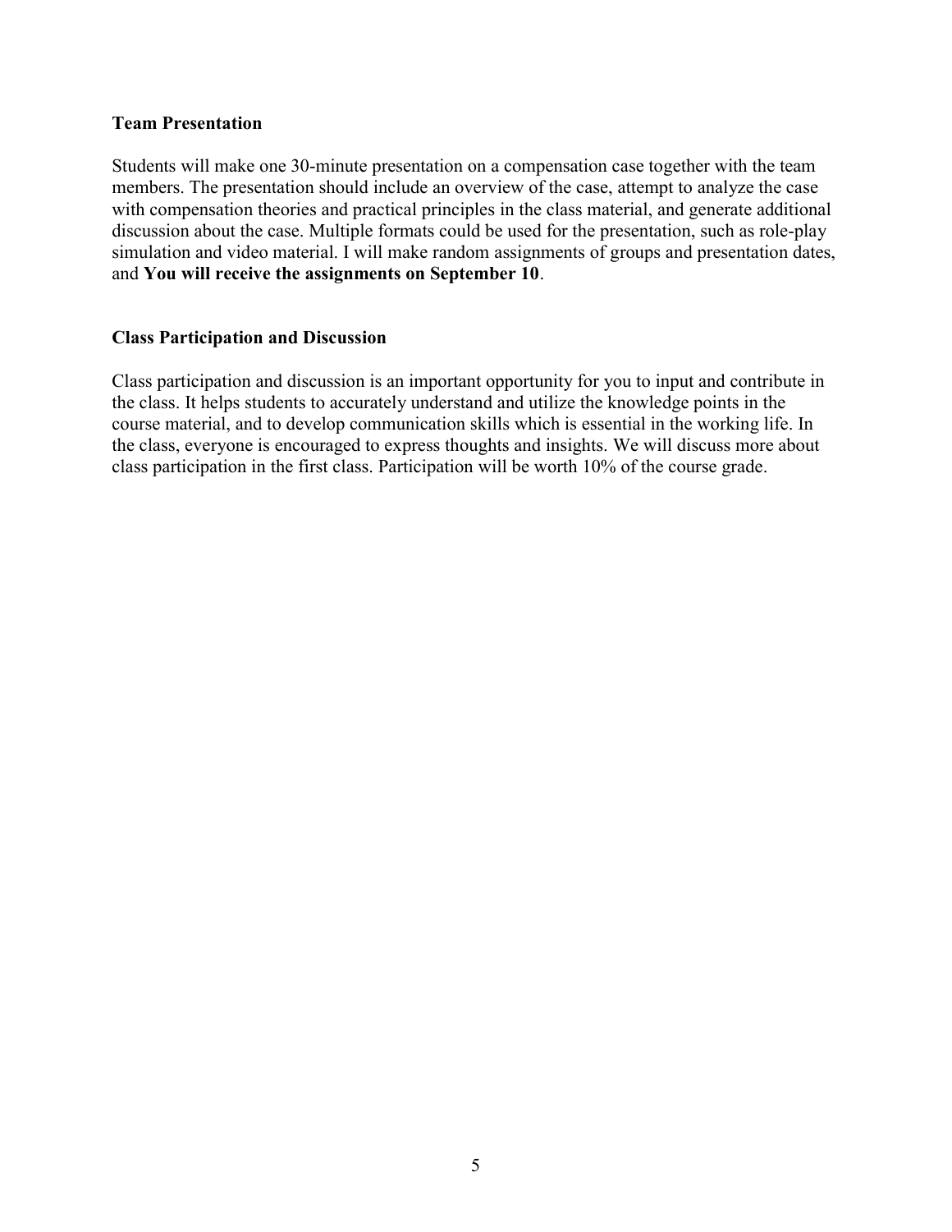**Team Presentation**

Students will make one 30-minute presentation on a compensation case together with the team members. The presentation should include an overview of the case, attempt to analyze the case with compensation theories and practical principles in the class material, and generate additional discussion about the case. Multiple formats could be used for the presentation, such as role-play simulation and video material. I will make random assignments of groups and presentation dates, and **You will receive the assignments on September 10**.

**Class Participation and Discussion**

Class participation and discussion is an important opportunity for you to input and contribute in the class. It helps students to accurately understand and utilize the knowledge points in the course material, and to develop communication skills which is essential in the working life. In the class, everyone is encouraged to express thoughts and insights. We will discuss more about class participation in the first class. Participation will be worth 10% of the course grade.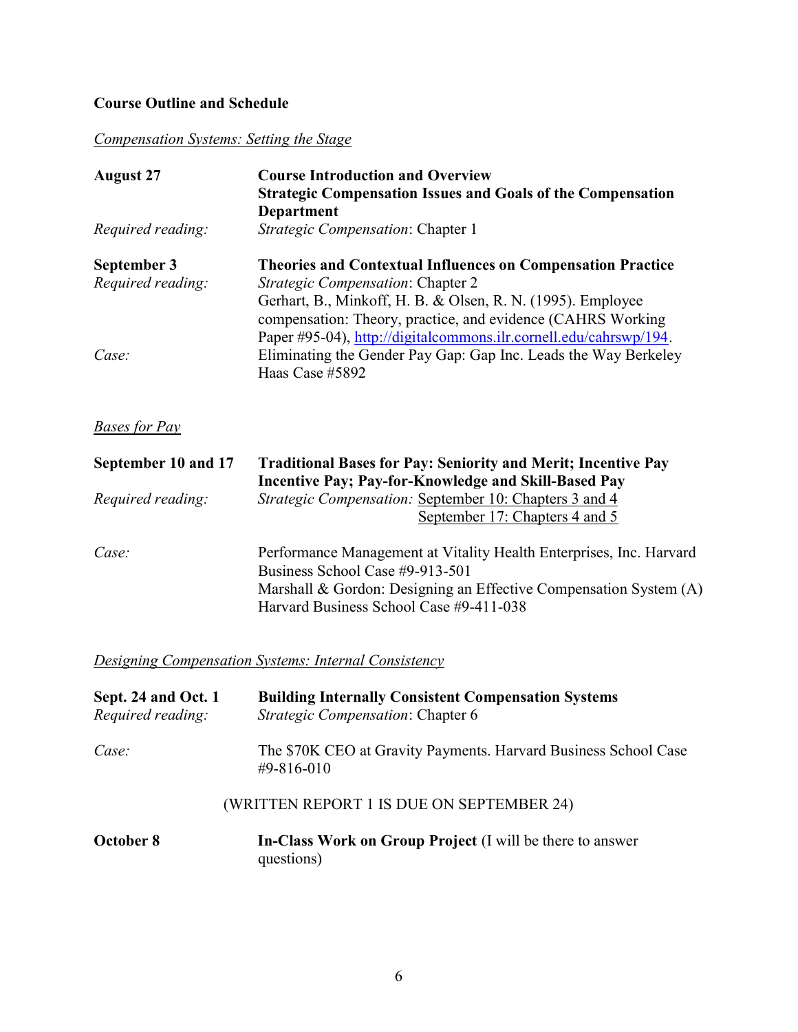**Course Outline and Schedule**

*Compensation Systems: Setting the Stage*

**August 27** — **Course Introduction and Overview**
**Strategic Compensation Issues and Goals of the Compensation Department**

*Required reading:* *Strategic Compensation*: Chapter 1

**September 3** — **Theories and Contextual Influences on Compensation Practice**

*Required reading:* *Strategic Compensation*: Chapter 2
Gerhart, B., Minkoff, H. B. & Olsen, R. N. (1995). Employee compensation: Theory, practice, and evidence (CAHRS Working Paper #95-04), http://digitalcommons.ilr.cornell.edu/cahrswp/194.

*Case:* Eliminating the Gender Pay Gap: Gap Inc. Leads the Way Berkeley Haas Case #5892

*Bases for Pay*

**September 10 and 17** — **Traditional Bases for Pay: Seniority and Merit; Incentive Pay Incentive Pay; Pay-for-Knowledge and Skill-Based Pay**

*Required reading:* *Strategic Compensation:* September 10: Chapters 3 and 4
September 17: Chapters 4 and 5

*Case:* Performance Management at Vitality Health Enterprises, Inc. Harvard Business School Case #9-913-501
Marshall & Gordon: Designing an Effective Compensation System (A) Harvard Business School Case #9-411-038

*Designing Compensation Systems: Internal Consistency*

**Sept. 24 and Oct. 1** — **Building Internally Consistent Compensation Systems**

*Required reading:* *Strategic Compensation*: Chapter 6

*Case:* The $70K CEO at Gravity Payments. Harvard Business School Case #9-816-010

(WRITTEN REPORT 1 IS DUE ON SEPTEMBER 24)

**October 8** — **In-Class Work on Group Project** (I will be there to answer questions)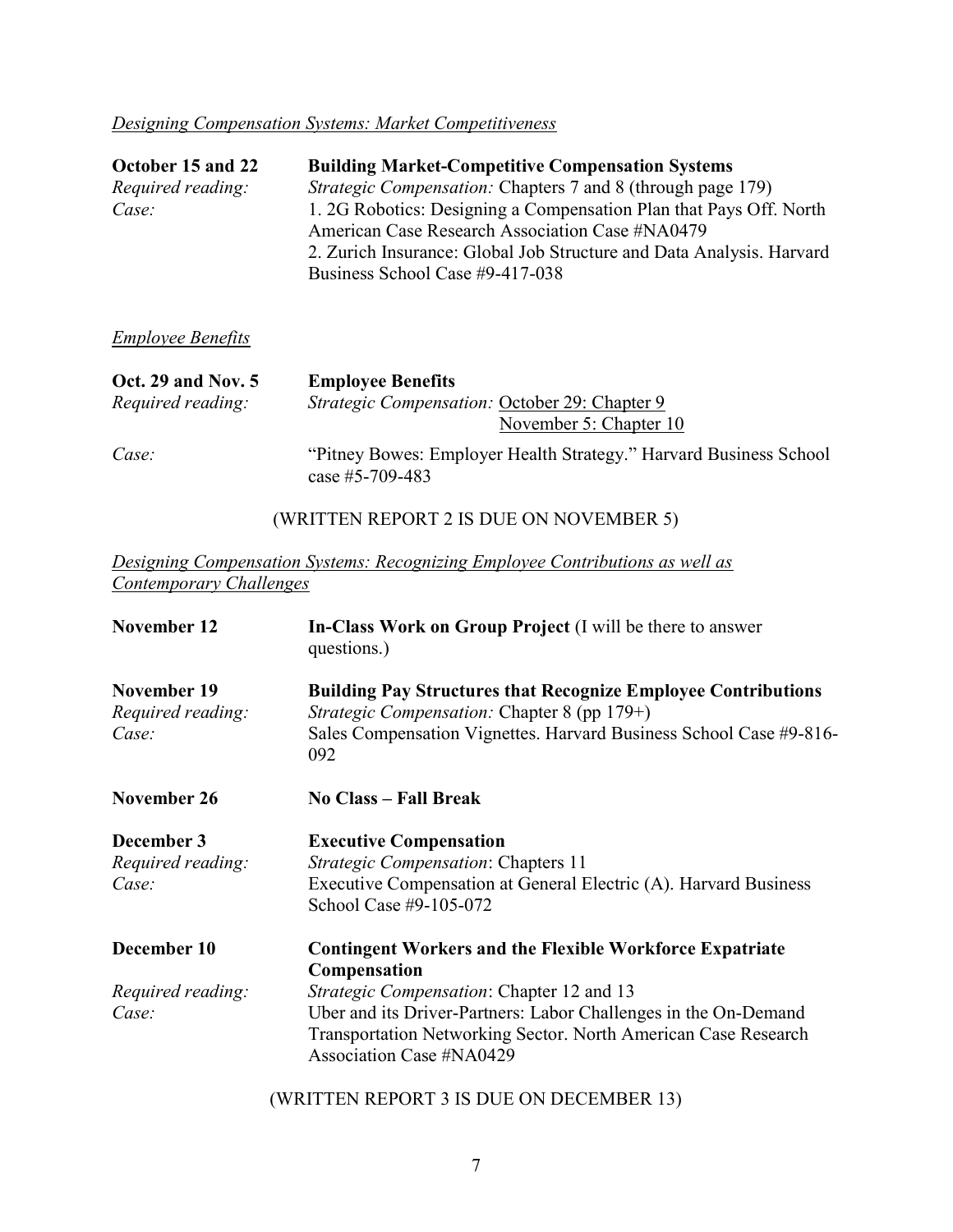*Designing Compensation Systems: Market Competitiveness*

**October 15 and 22** **Building Market-Competitive Compensation Systems**
*Required reading:* *Strategic Compensation:* Chapters 7 and 8 (through page 179)
*Case:* 1. 2G Robotics: Designing a Compensation Plan that Pays Off. North American Case Research Association Case #NA0479
2. Zurich Insurance: Global Job Structure and Data Analysis. Harvard Business School Case #9-417-038

*Employee Benefits*

**Oct. 29 and Nov. 5** **Employee Benefits**
*Required reading:* *Strategic Compensation:* October 29: Chapter 9
November 5: Chapter 10
*Case:* "Pitney Bowes: Employer Health Strategy." Harvard Business School case #5-709-483

(WRITTEN REPORT 2 IS DUE ON NOVEMBER 5)

*Designing Compensation Systems: Recognizing Employee Contributions as well as Contemporary Challenges*

**November 12** **In-Class Work on Group Project** (I will be there to answer questions.)

**November 19** **Building Pay Structures that Recognize Employee Contributions**
*Required reading:* *Strategic Compensation:* Chapter 8 (pp 179+)
*Case:* Sales Compensation Vignettes. Harvard Business School Case #9-816-092

**November 26** **No Class – Fall Break**

**December 3** **Executive Compensation**
*Required reading:* *Strategic Compensation*: Chapters 11
*Case:* Executive Compensation at General Electric (A). Harvard Business School Case #9-105-072

**December 10** **Contingent Workers and the Flexible Workforce Expatriate Compensation**
*Required reading:* *Strategic Compensation*: Chapter 12 and 13
*Case:* Uber and its Driver-Partners: Labor Challenges in the On-Demand Transportation Networking Sector. North American Case Research Association Case #NA0429

(WRITTEN REPORT 3 IS DUE ON DECEMBER 13)